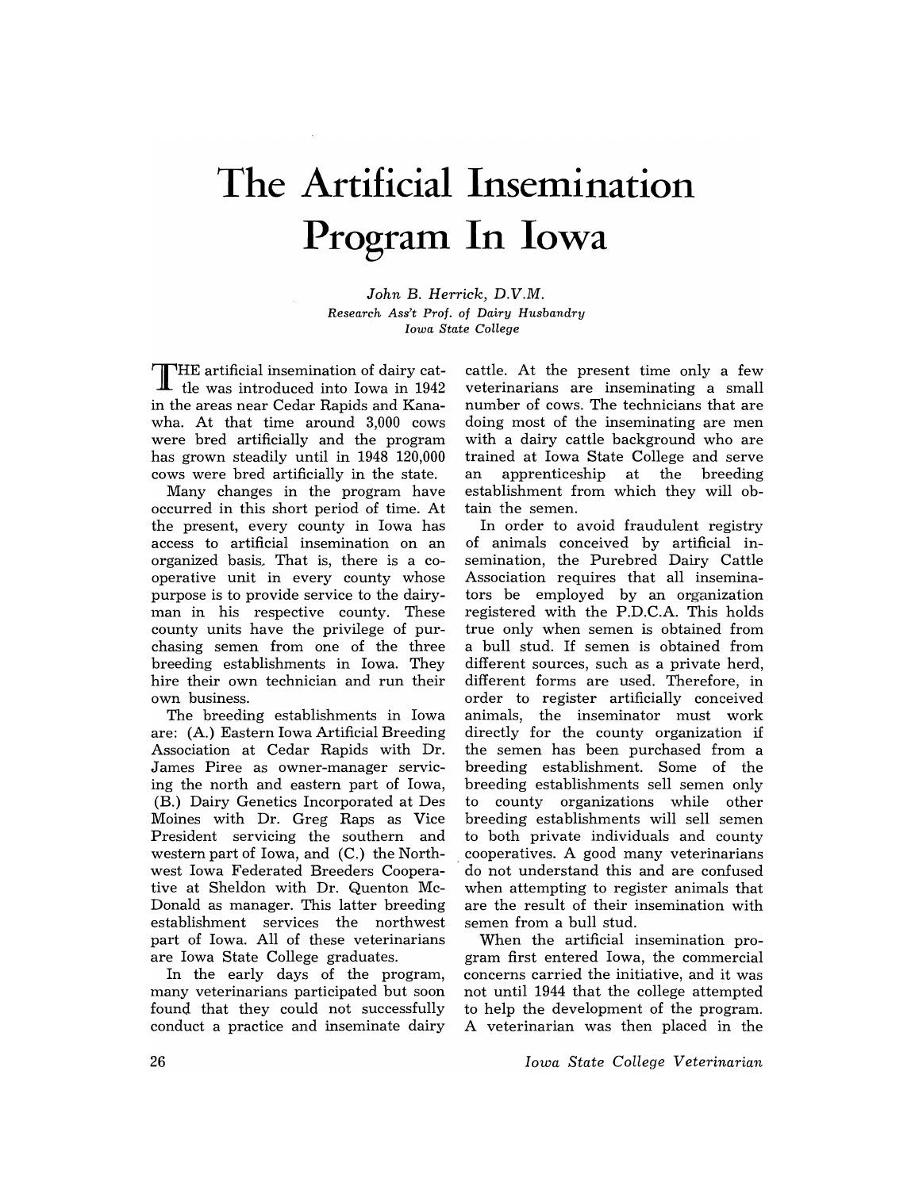# The Artificial Insemination Program In Iowa

*John B. Herrick, D.V.M.*
*Research Ass't Prof. of Dairy Husbandry*
*Iowa State College*

THE artificial insemination of dairy cattle was introduced into Iowa in 1942 in the areas near Cedar Rapids and Kanawha. At that time around 3,000 cows were bred artificially and the program has grown steadily until in 1948 120,000 cows were bred artificially in the state.

Many changes in the program have occurred in this short period of time. At the present, every county in Iowa has access to artificial insemination on an organized basis. That is, there is a cooperative unit in every county whose purpose is to provide service to the dairyman in his respective county. These county units have the privilege of purchasing semen from one of the three breeding establishments in Iowa. They hire their own technician and run their own business.

The breeding establishments in Iowa are: (A.) Eastern Iowa Artificial Breeding Association at Cedar Rapids with Dr. James Piree as owner-manager servicing the north and eastern part of Iowa, (B.) Dairy Genetics Incorporated at Des Moines with Dr. Greg Raps as Vice President servicing the southern and western part of Iowa, and (C.) the Northwest Iowa Federated Breeders Cooperative at Sheldon with Dr. Quenton McDonald as manager. This latter breeding establishment services the northwest part of Iowa. All of these veterinarians are Iowa State College graduates.

In the early days of the program, many veterinarians participated but soon found that they could not successfully conduct a practice and inseminate dairy cattle. At the present time only a few veterinarians are inseminating a small number of cows. The technicians that are doing most of the inseminating are men with a dairy cattle background who are trained at Iowa State College and serve an apprenticeship at the breeding establishment from which they will obtain the semen.

In order to avoid fraudulent registry of animals conceived by artificial insemination, the Purebred Dairy Cattle Association requires that all inseminators be employed by an organization registered with the P.D.C.A. This holds true only when semen is obtained from a bull stud. If semen is obtained from different sources, such as a private herd, different forms are used. Therefore, in order to register artificially conceived animals, the inseminator must work directly for the county organization if the semen has been purchased from a breeding establishment. Some of the breeding establishments sell semen only to county organizations while other breeding establishments will sell semen to both private individuals and county cooperatives. A good many veterinarians do not understand this and are confused when attempting to register animals that are the result of their insemination with semen from a bull stud.

When the artificial insemination program first entered Iowa, the commercial concerns carried the initiative, and it was not until 1944 that the college attempted to help the development of the program. A veterinarian was then placed in the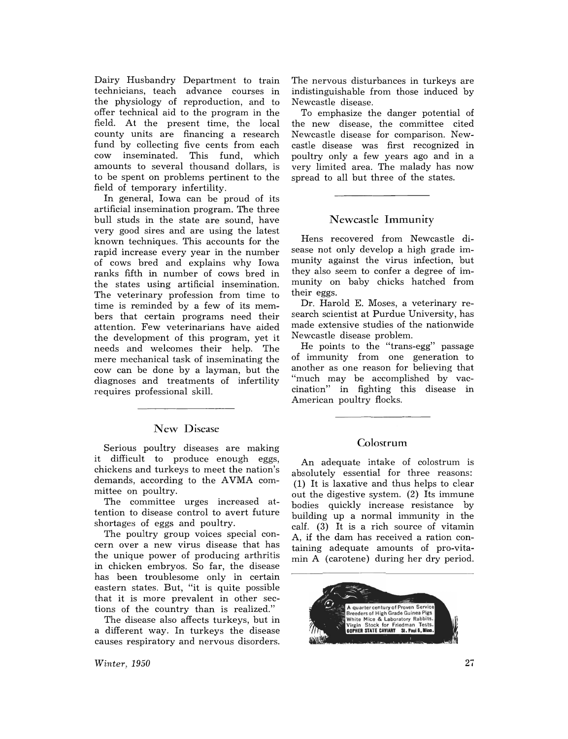Dairy Husbandry Department to train technicians, teach advance courses in the physiology of reproduction, and to offer technical aid to the program in the field. At the present time, the local county units are financing a research fund by collecting five cents from each cow inseminated. This fund, which amounts to several thousand dollars, is to be spent on problems pertinent to the field of temporary infertility.

In general, Iowa can be proud of its artificial insemination program. The three bull studs in the state are sound, have very good sires and are using the latest known techniques. This accounts for the rapid increase every year in the number of cows bred and explains why Iowa ranks fifth in number of cows bred in the states using artificial insemination. The veterinary profession from time to time is reminded by a few of its members that certain programs need their attention. Few veterinarians have aided the development of this program, yet it needs and welcomes their help. The mere mechanical task of inseminating the cow can be done by a layman, but the diagnoses and treatments of infertility requires professional skill.

## New Disease

Serious poultry diseases are making it difficult to produce enough eggs, chickens and turkeys to meet the nation's demands, according to the AVMA committee on poultry.

The committee urges increased attention to disease control to avert future shortages of eggs and poultry.

The poultry group voices special concern over a new virus disease that has the unique power of producing arthritis in chicken embryos. So far, the disease has been troublesome only in certain eastern states. But, "it is quite possible that it is more prevalent in other sections of the country than is realized."

The disease also affects turkeys, but in a different way. In turkeys the disease causes respiratory and nervous disorders. The nervous disturbances in turkeys are indistinguishable from those induced by Newcastle disease.

To emphasize the danger potential of the new disease, the committee cited Newcastle disease for comparison. Newcastle disease was first recognized in poultry only a few years ago and in a very limited area. The malady has now spread to all but three of the states.

## Newcastle Immunity

Hens recovered from Newcastle disease not only develop a high grade immunity against the virus infection, but they also seem to confer a degree of immunity on baby chicks hatched from their eggs.

Dr. Harold E. Moses, a veterinary research scientist at Purdue University, has made extensive studies of the nationwide Newcastle disease problem.

He points to the "trans-egg" passage of immunity from one generation to another as one reason for believing that "much may be accomplished by vaccination" in fighting this disease in American poultry flocks.

## Colostrum

An adequate intake of colostrum is absolutely essential for three reasons: (1) It is laxative and thus helps to clear out the digestive system. (2) Its immune bodies quickly increase resistance by building up a normal immunity in the calf. (3) It is a rich source of vitamin A, if the dam has received a ration containing adequate amounts of pro-vitamin A (carotene) during her dry period.

A quarter century of Proven Service
Breeders of High Grade Guinea Pigs
White Mice & Laboratory Rabbits.
Virgin Stock for Friedman Tests.
GOPHER STATE CAVIARY St. Paul 6, Minn.

*Winter, 1950*